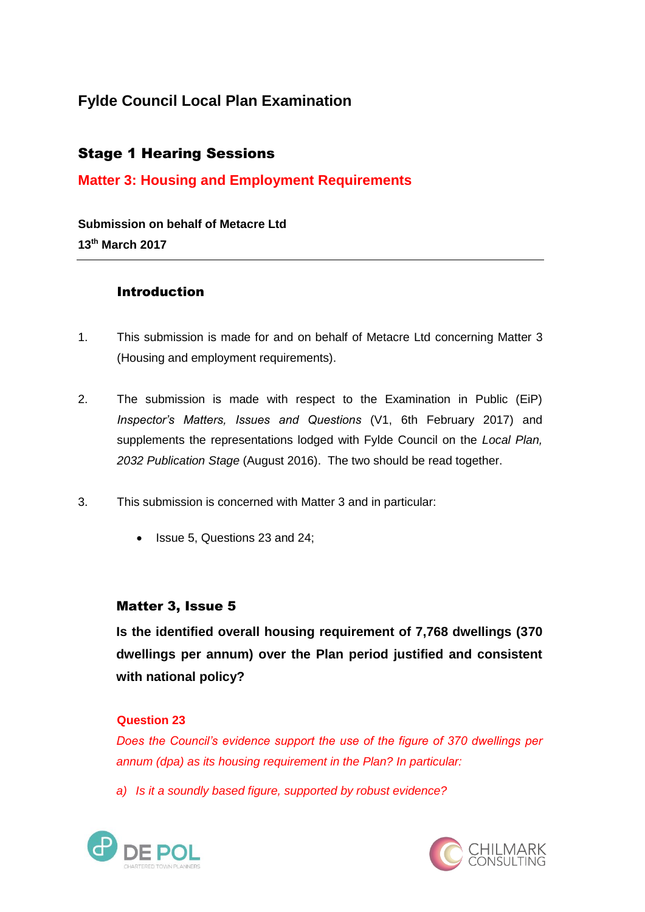# Fylde Council Local Plan Examination

## Stage 1 Hearing Sessions

## Matter 3: Housing and Employment Requirements

**Submission on behalf of Metacre Ltd**
**13th March 2017**

---

### Introduction

1. This submission is made for and on behalf of Metacre Ltd concerning Matter 3 (Housing and employment requirements).

2. The submission is made with respect to the Examination in Public (EiP) *Inspector's Matters, Issues and Questions* (V1, 6th February 2017) and supplements the representations lodged with Fylde Council on the *Local Plan, 2032 Publication Stage* (August 2016). The two should be read together.

3. This submission is concerned with Matter 3 and in particular:

   - Issue 5, Questions 23 and 24;

### Matter 3, Issue 5

**Is the identified overall housing requirement of 7,768 dwellings (370 dwellings per annum) over the Plan period justified and consistent with national policy?**

**Question 23**

*Does the Council's evidence support the use of the figure of 370 dwellings per annum (dpa) as its housing requirement in the Plan? In particular:*

*a) Is it a soundly based figure, supported by robust evidence?*

DE POL CHARTERED TOWN PLANNERS

CHILMARK CONSULTING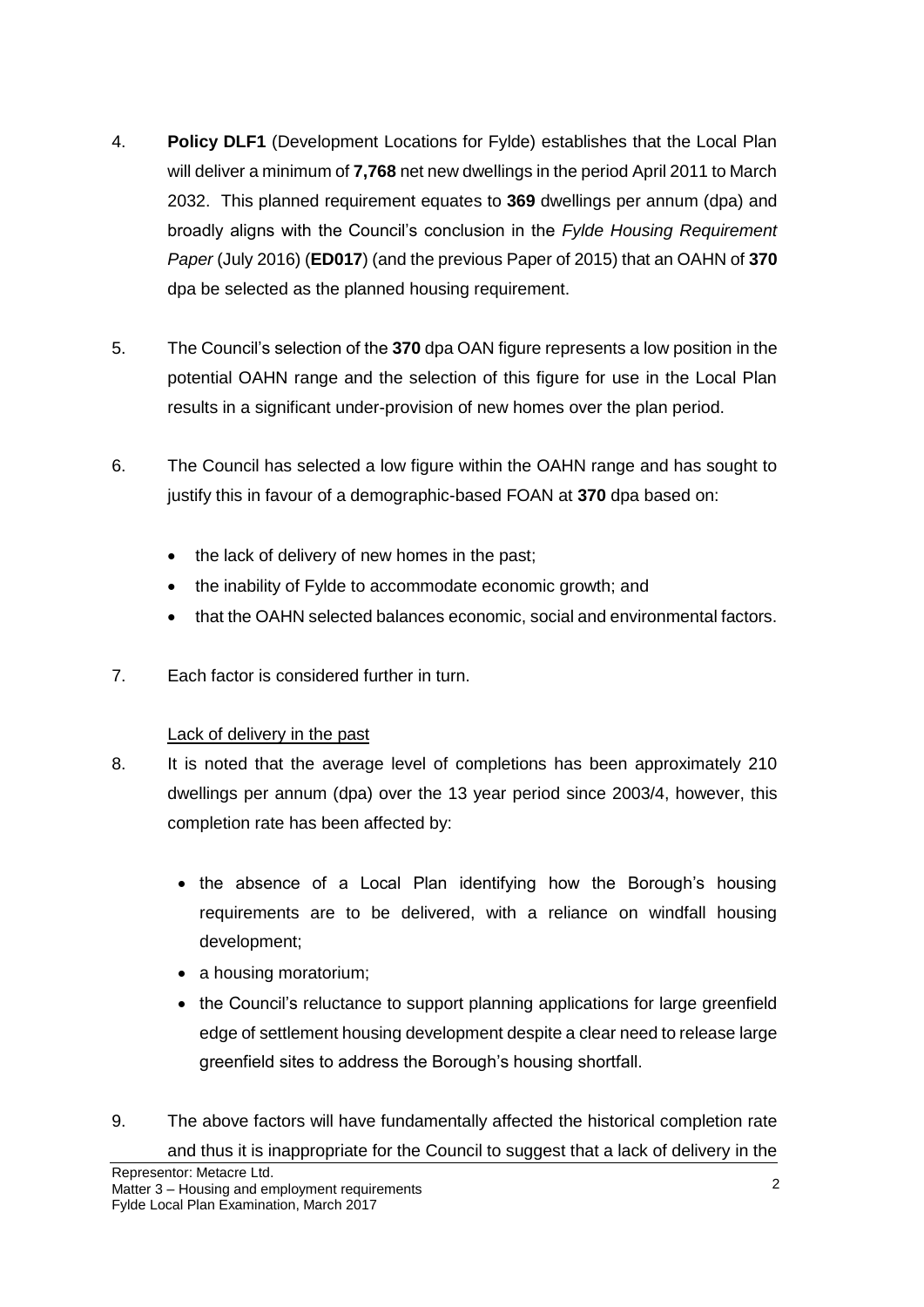4. **Policy DLF1** (Development Locations for Fylde) establishes that the Local Plan will deliver a minimum of **7,768** net new dwellings in the period April 2011 to March 2032. This planned requirement equates to **369** dwellings per annum (dpa) and broadly aligns with the Council's conclusion in the *Fylde Housing Requirement Paper* (July 2016) (**ED017**) (and the previous Paper of 2015) that an OAHN of **370** dpa be selected as the planned housing requirement.

5. The Council's selection of the **370** dpa OAN figure represents a low position in the potential OAHN range and the selection of this figure for use in the Local Plan results in a significant under-provision of new homes over the plan period.

6. The Council has selected a low figure within the OAHN range and has sought to justify this in favour of a demographic-based FOAN at **370** dpa based on:

   - the lack of delivery of new homes in the past;
   - the inability of Fylde to accommodate economic growth; and
   - that the OAHN selected balances economic, social and environmental factors.

7. Each factor is considered further in turn.

<u>Lack of delivery in the past</u>

8. It is noted that the average level of completions has been approximately 210 dwellings per annum (dpa) over the 13 year period since 2003/4, however, this completion rate has been affected by:

   - the absence of a Local Plan identifying how the Borough's housing requirements are to be delivered, with a reliance on windfall housing development;
   - a housing moratorium;
   - the Council's reluctance to support planning applications for large greenfield edge of settlement housing development despite a clear need to release large greenfield sites to address the Borough's housing shortfall.

9. The above factors will have fundamentally affected the historical completion rate and thus it is inappropriate for the Council to suggest that a lack of delivery in the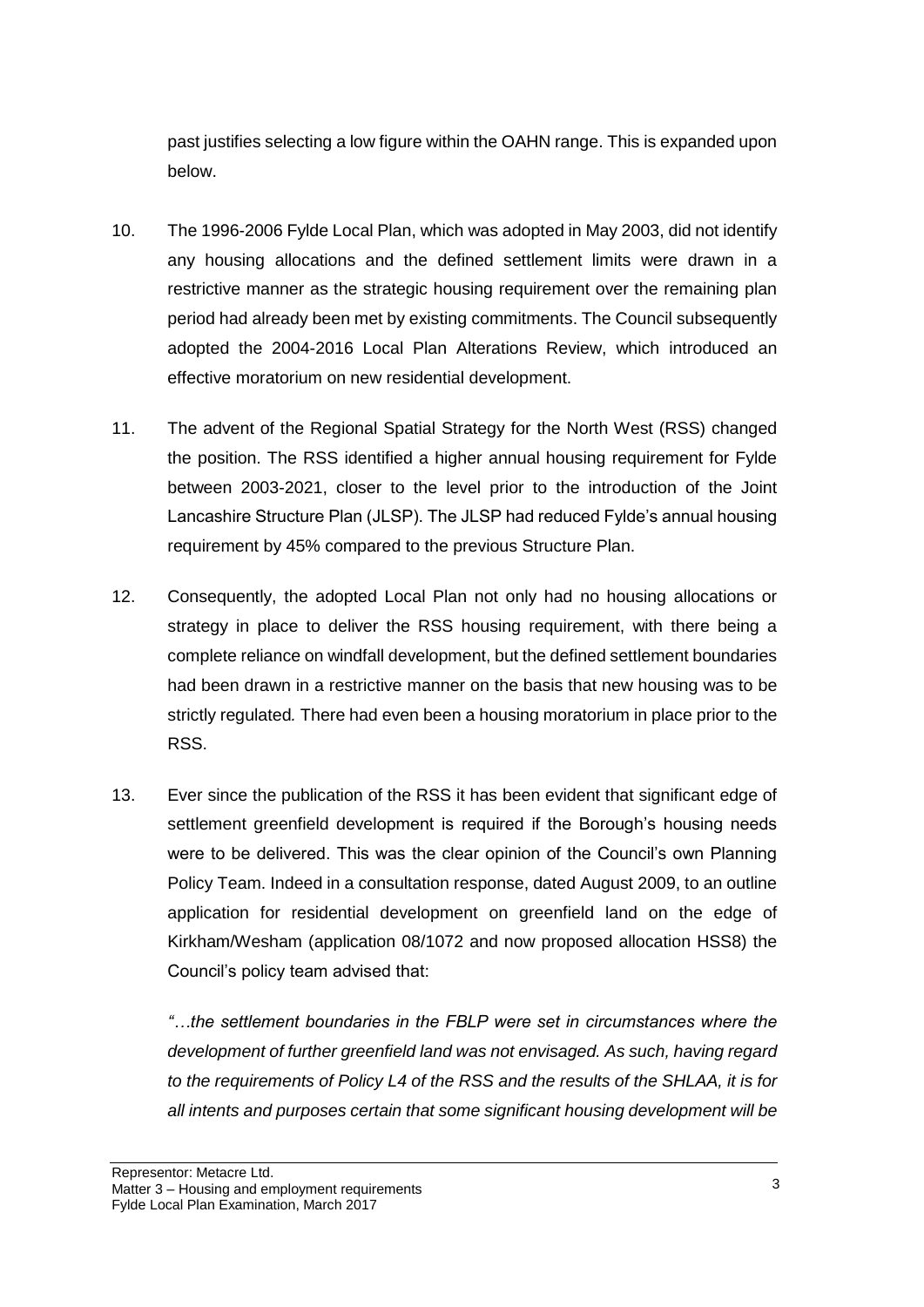past justifies selecting a low figure within the OAHN range. This is expanded upon below.

10. The 1996-2006 Fylde Local Plan, which was adopted in May 2003, did not identify any housing allocations and the defined settlement limits were drawn in a restrictive manner as the strategic housing requirement over the remaining plan period had already been met by existing commitments. The Council subsequently adopted the 2004-2016 Local Plan Alterations Review, which introduced an effective moratorium on new residential development.

11. The advent of the Regional Spatial Strategy for the North West (RSS) changed the position. The RSS identified a higher annual housing requirement for Fylde between 2003-2021, closer to the level prior to the introduction of the Joint Lancashire Structure Plan (JLSP). The JLSP had reduced Fylde's annual housing requirement by 45% compared to the previous Structure Plan.

12. Consequently, the adopted Local Plan not only had no housing allocations or strategy in place to deliver the RSS housing requirement, with there being a complete reliance on windfall development, but the defined settlement boundaries had been drawn in a restrictive manner on the basis that new housing was to be strictly regulated. There had even been a housing moratorium in place prior to the RSS.

13. Ever since the publication of the RSS it has been evident that significant edge of settlement greenfield development is required if the Borough's housing needs were to be delivered. This was the clear opinion of the Council's own Planning Policy Team. Indeed in a consultation response, dated August 2009, to an outline application for residential development on greenfield land on the edge of Kirkham/Wesham (application 08/1072 and now proposed allocation HSS8) the Council's policy team advised that:

    *"…the settlement boundaries in the FBLP were set in circumstances where the development of further greenfield land was not envisaged. As such, having regard to the requirements of Policy L4 of the RSS and the results of the SHLAA, it is for all intents and purposes certain that some significant housing development will be*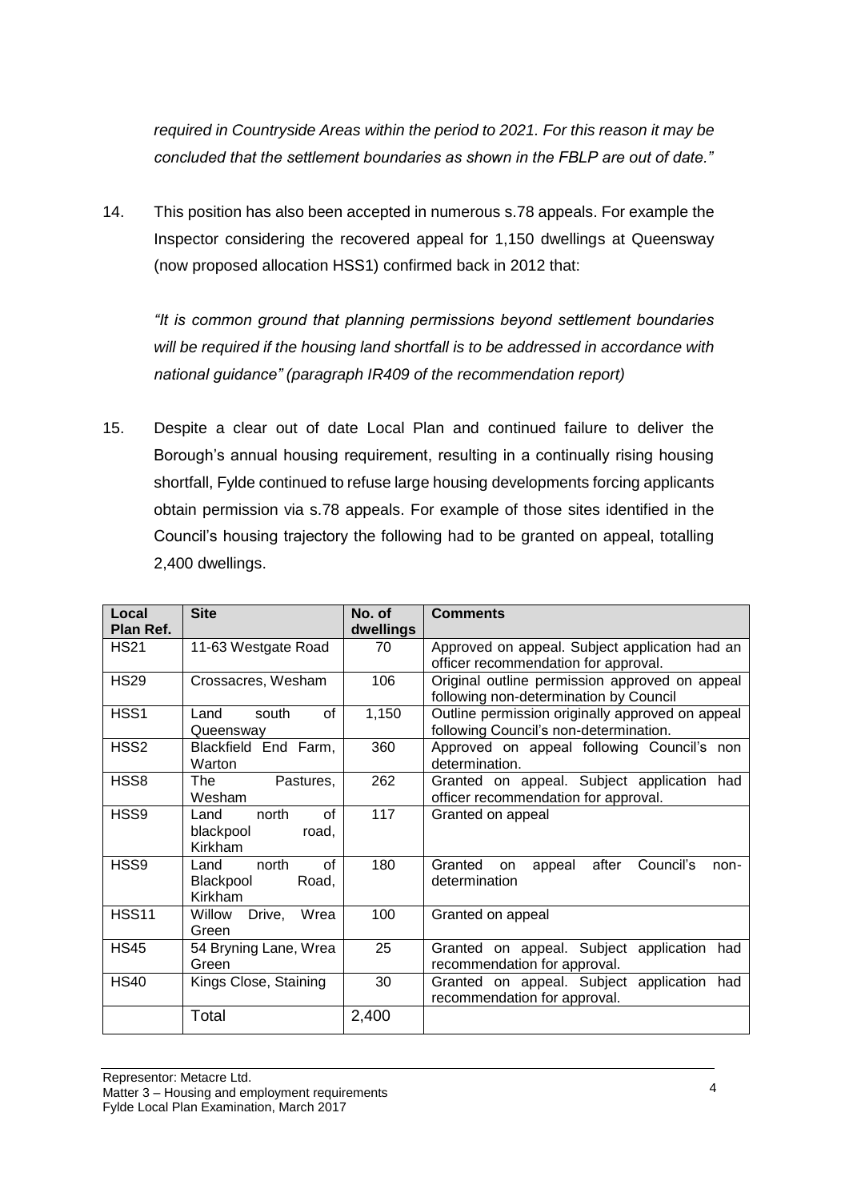*required in Countryside Areas within the period to 2021. For this reason it may be concluded that the settlement boundaries as shown in the FBLP are out of date."*

14. This position has also been accepted in numerous s.78 appeals. For example the Inspector considering the recovered appeal for 1,150 dwellings at Queensway (now proposed allocation HSS1) confirmed back in 2012 that:

    *"It is common ground that planning permissions beyond settlement boundaries will be required if the housing land shortfall is to be addressed in accordance with national guidance" (paragraph IR409 of the recommendation report)*

15. Despite a clear out of date Local Plan and continued failure to deliver the Borough's annual housing requirement, resulting in a continually rising housing shortfall, Fylde continued to refuse large housing developments forcing applicants obtain permission via s.78 appeals. For example of those sites identified in the Council's housing trajectory the following had to be granted on appeal, totalling 2,400 dwellings.

| Local Plan Ref. | Site | No. of dwellings | Comments |
|---|---|---|---|
| HS21 | 11-63 Westgate Road | 70 | Approved on appeal. Subject application had an officer recommendation for approval. |
| HS29 | Crossacres, Wesham | 106 | Original outline permission approved on appeal following non-determination by Council |
| HSS1 | Land south of Queensway | 1,150 | Outline permission originally approved on appeal following Council's non-determination. |
| HSS2 | Blackfield End Farm, Warton | 360 | Approved on appeal following Council's non determination. |
| HSS8 | The Pastures, Wesham | 262 | Granted on appeal. Subject application had officer recommendation for approval. |
| HSS9 | Land north of blackpool road, Kirkham | 117 | Granted on appeal |
| HSS9 | Land north of Blackpool Road, Kirkham | 180 | Granted on appeal after Council's non-determination |
| HSS11 | Willow Drive, Wrea Green | 100 | Granted on appeal |
| HS45 | 54 Bryning Lane, Wrea Green | 25 | Granted on appeal. Subject application had recommendation for approval. |
| HS40 | Kings Close, Staining | 30 | Granted on appeal. Subject application had recommendation for approval. |
| | Total | 2,400 | |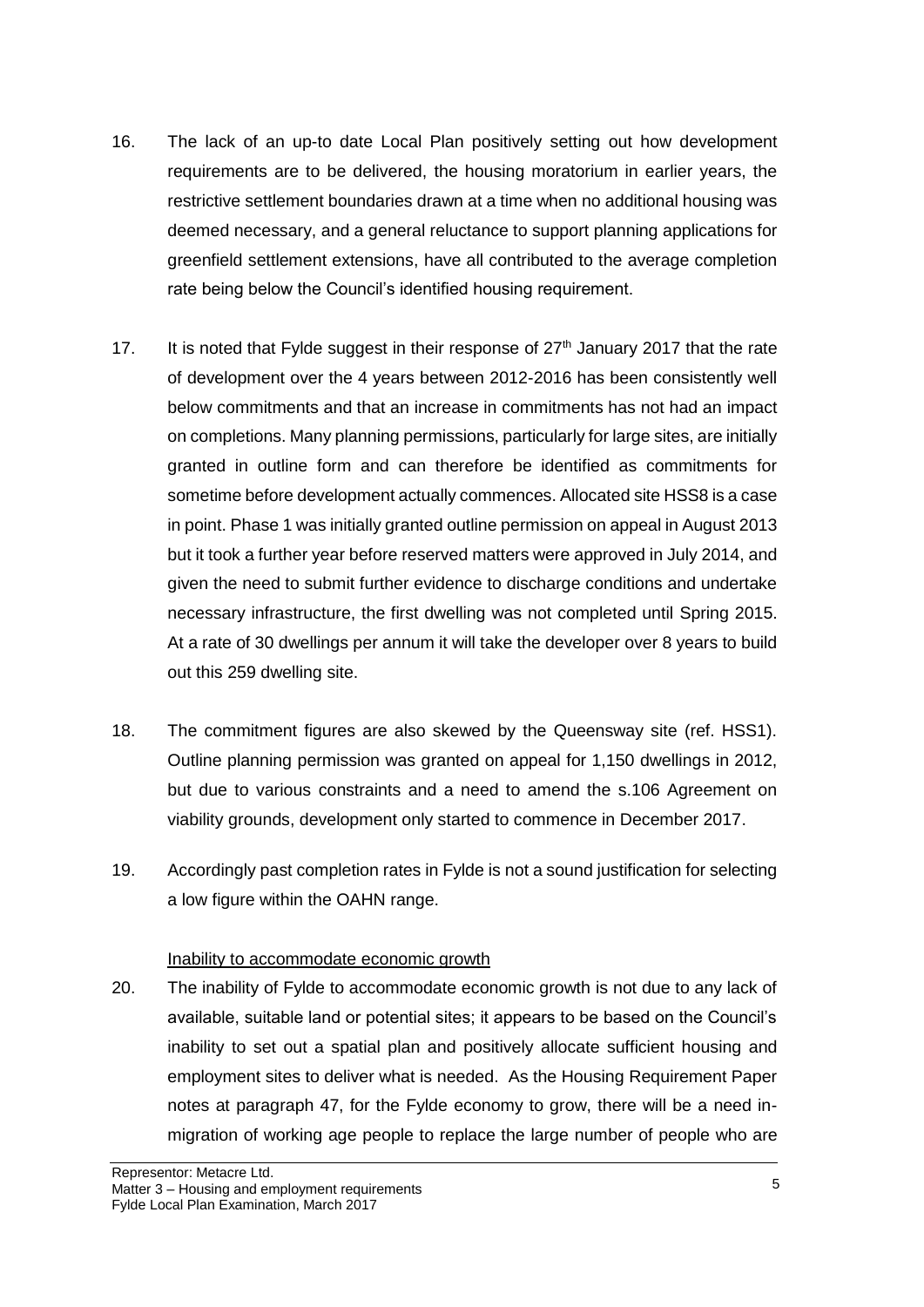16. The lack of an up-to date Local Plan positively setting out how development requirements are to be delivered, the housing moratorium in earlier years, the restrictive settlement boundaries drawn at a time when no additional housing was deemed necessary, and a general reluctance to support planning applications for greenfield settlement extensions, have all contributed to the average completion rate being below the Council's identified housing requirement.

17. It is noted that Fylde suggest in their response of 27th January 2017 that the rate of development over the 4 years between 2012-2016 has been consistently well below commitments and that an increase in commitments has not had an impact on completions. Many planning permissions, particularly for large sites, are initially granted in outline form and can therefore be identified as commitments for sometime before development actually commences. Allocated site HSS8 is a case in point. Phase 1 was initially granted outline permission on appeal in August 2013 but it took a further year before reserved matters were approved in July 2014, and given the need to submit further evidence to discharge conditions and undertake necessary infrastructure, the first dwelling was not completed until Spring 2015. At a rate of 30 dwellings per annum it will take the developer over 8 years to build out this 259 dwelling site.

18. The commitment figures are also skewed by the Queensway site (ref. HSS1). Outline planning permission was granted on appeal for 1,150 dwellings in 2012, but due to various constraints and a need to amend the s.106 Agreement on viability grounds, development only started to commence in December 2017.

19. Accordingly past completion rates in Fylde is not a sound justification for selecting a low figure within the OAHN range.

<u>Inability to accommodate economic growth</u>

20. The inability of Fylde to accommodate economic growth is not due to any lack of available, suitable land or potential sites; it appears to be based on the Council's inability to set out a spatial plan and positively allocate sufficient housing and employment sites to deliver what is needed. As the Housing Requirement Paper notes at paragraph 47, for the Fylde economy to grow, there will be a need in-migration of working age people to replace the large number of people who are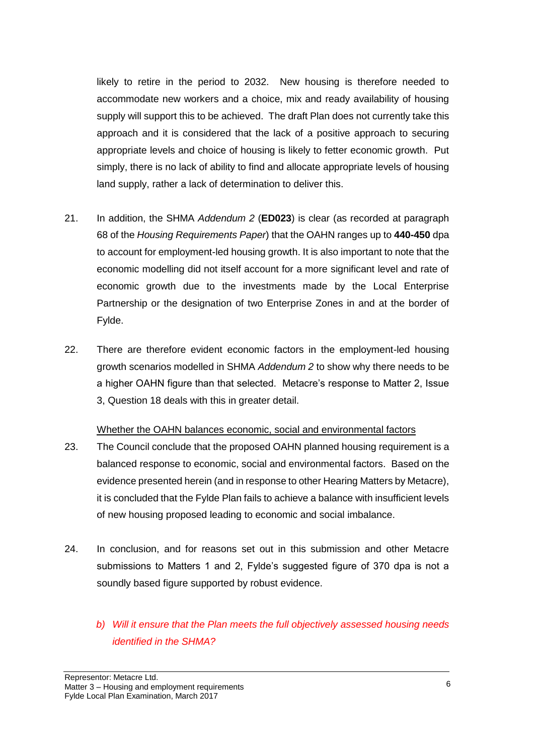likely to retire in the period to 2032. New housing is therefore needed to accommodate new workers and a choice, mix and ready availability of housing supply will support this to be achieved. The draft Plan does not currently take this approach and it is considered that the lack of a positive approach to securing appropriate levels and choice of housing is likely to fetter economic growth. Put simply, there is no lack of ability to find and allocate appropriate levels of housing land supply, rather a lack of determination to deliver this.

21. In addition, the SHMA *Addendum 2* (**ED023**) is clear (as recorded at paragraph 68 of the *Housing Requirements Paper*) that the OAHN ranges up to **440-450** dpa to account for employment-led housing growth. It is also important to note that the economic modelling did not itself account for a more significant level and rate of economic growth due to the investments made by the Local Enterprise Partnership or the designation of two Enterprise Zones in and at the border of Fylde.

22. There are therefore evident economic factors in the employment-led housing growth scenarios modelled in SHMA *Addendum 2* to show why there needs to be a higher OAHN figure than that selected. Metacre's response to Matter 2, Issue 3, Question 18 deals with this in greater detail.

<u>Whether the OAHN balances economic, social and environmental factors</u>

23. The Council conclude that the proposed OAHN planned housing requirement is a balanced response to economic, social and environmental factors. Based on the evidence presented herein (and in response to other Hearing Matters by Metacre), it is concluded that the Fylde Plan fails to achieve a balance with insufficient levels of new housing proposed leading to economic and social imbalance.

24. In conclusion, and for reasons set out in this submission and other Metacre submissions to Matters 1 and 2, Fylde's suggested figure of 370 dpa is not a soundly based figure supported by robust evidence.

*b) Will it ensure that the Plan meets the full objectively assessed housing needs identified in the SHMA?*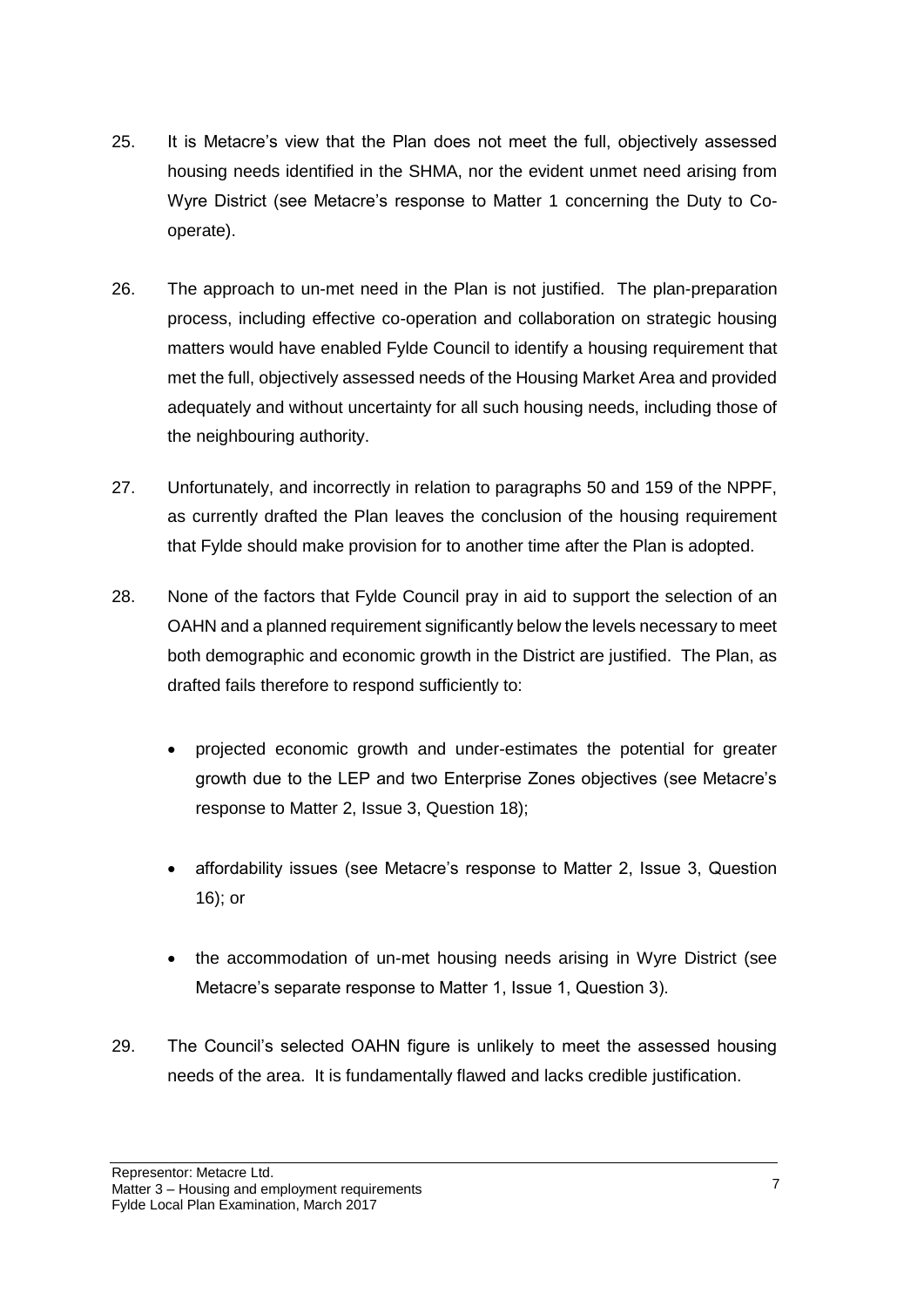25. It is Metacre's view that the Plan does not meet the full, objectively assessed housing needs identified in the SHMA, nor the evident unmet need arising from Wyre District (see Metacre's response to Matter 1 concerning the Duty to Co-operate).

26. The approach to un-met need in the Plan is not justified. The plan-preparation process, including effective co-operation and collaboration on strategic housing matters would have enabled Fylde Council to identify a housing requirement that met the full, objectively assessed needs of the Housing Market Area and provided adequately and without uncertainty for all such housing needs, including those of the neighbouring authority.

27. Unfortunately, and incorrectly in relation to paragraphs 50 and 159 of the NPPF, as currently drafted the Plan leaves the conclusion of the housing requirement that Fylde should make provision for to another time after the Plan is adopted.

28. None of the factors that Fylde Council pray in aid to support the selection of an OAHN and a planned requirement significantly below the levels necessary to meet both demographic and economic growth in the District are justified. The Plan, as drafted fails therefore to respond sufficiently to:

    - projected economic growth and under-estimates the potential for greater growth due to the LEP and two Enterprise Zones objectives (see Metacre's response to Matter 2, Issue 3, Question 18);
    - affordability issues (see Metacre's response to Matter 2, Issue 3, Question 16); or
    - the accommodation of un-met housing needs arising in Wyre District (see Metacre's separate response to Matter 1, Issue 1, Question 3).

29. The Council's selected OAHN figure is unlikely to meet the assessed housing needs of the area. It is fundamentally flawed and lacks credible justification.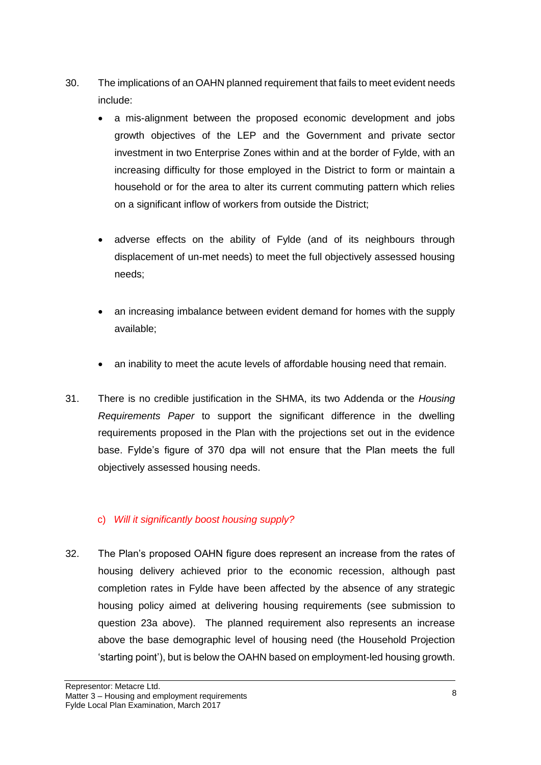30. The implications of an OAHN planned requirement that fails to meet evident needs include:

    - a mis-alignment between the proposed economic development and jobs growth objectives of the LEP and the Government and private sector investment in two Enterprise Zones within and at the border of Fylde, with an increasing difficulty for those employed in the District to form or maintain a household or for the area to alter its current commuting pattern which relies on a significant inflow of workers from outside the District;

    - adverse effects on the ability of Fylde (and of its neighbours through displacement of un-met needs) to meet the full objectively assessed housing needs;

    - an increasing imbalance between evident demand for homes with the supply available;

    - an inability to meet the acute levels of affordable housing need that remain.

31. There is no credible justification in the SHMA, its two Addenda or the *Housing Requirements Paper* to support the significant difference in the dwelling requirements proposed in the Plan with the projections set out in the evidence base. Fylde's figure of 370 dpa will not ensure that the Plan meets the full objectively assessed housing needs.

### c) *Will it significantly boost housing supply?*

32. The Plan's proposed OAHN figure does represent an increase from the rates of housing delivery achieved prior to the economic recession, although past completion rates in Fylde have been affected by the absence of any strategic housing policy aimed at delivering housing requirements (see submission to question 23a above). The planned requirement also represents an increase above the base demographic level of housing need (the Household Projection 'starting point'), but is below the OAHN based on employment-led housing growth.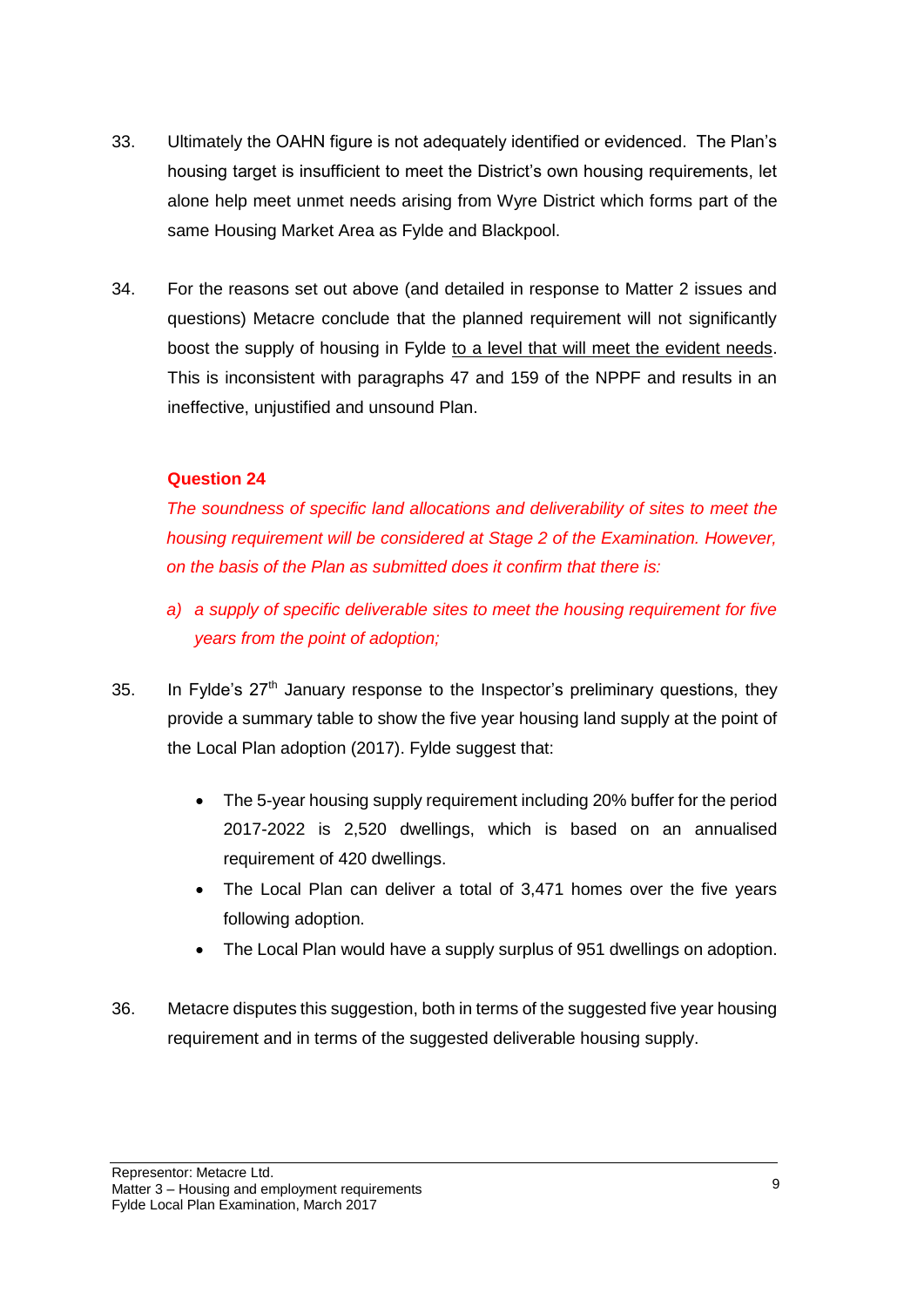33. Ultimately the OAHN figure is not adequately identified or evidenced. The Plan's housing target is insufficient to meet the District's own housing requirements, let alone help meet unmet needs arising from Wyre District which forms part of the same Housing Market Area as Fylde and Blackpool.

34. For the reasons set out above (and detailed in response to Matter 2 issues and questions) Metacre conclude that the planned requirement will not significantly boost the supply of housing in Fylde <u>to a level that will meet the evident needs</u>. This is inconsistent with paragraphs 47 and 159 of the NPPF and results in an ineffective, unjustified and unsound Plan.

### Question 24

*The soundness of specific land allocations and deliverability of sites to meet the housing requirement will be considered at Stage 2 of the Examination. However, on the basis of the Plan as submitted does it confirm that there is:*

*a) a supply of specific deliverable sites to meet the housing requirement for five years from the point of adoption;*

35. In Fylde's 27th January response to the Inspector's preliminary questions, they provide a summary table to show the five year housing land supply at the point of the Local Plan adoption (2017). Fylde suggest that:

- The 5-year housing supply requirement including 20% buffer for the period 2017-2022 is 2,520 dwellings, which is based on an annualised requirement of 420 dwellings.
- The Local Plan can deliver a total of 3,471 homes over the five years following adoption.
- The Local Plan would have a supply surplus of 951 dwellings on adoption.

36. Metacre disputes this suggestion, both in terms of the suggested five year housing requirement and in terms of the suggested deliverable housing supply.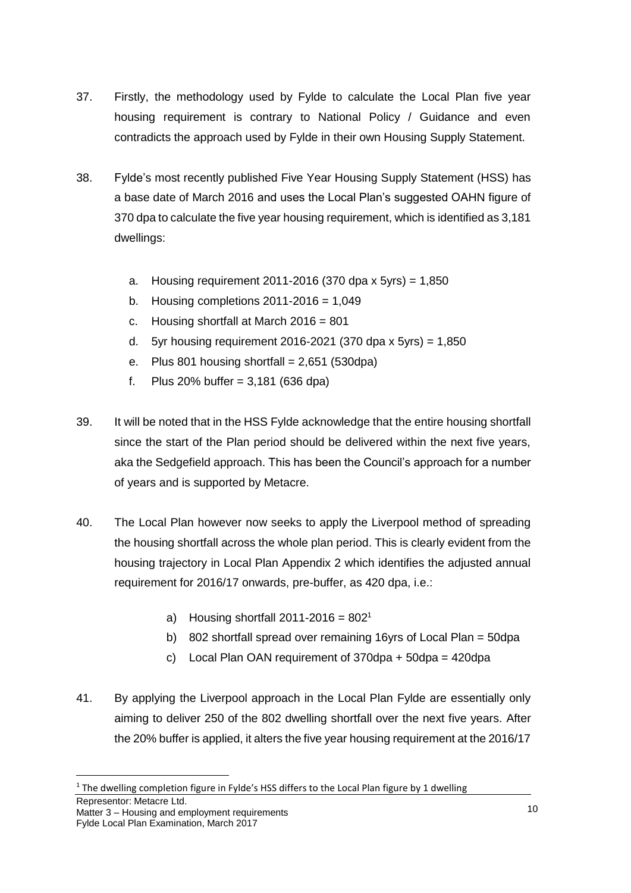37. Firstly, the methodology used by Fylde to calculate the Local Plan five year housing requirement is contrary to National Policy / Guidance and even contradicts the approach used by Fylde in their own Housing Supply Statement.

38. Fylde's most recently published Five Year Housing Supply Statement (HSS) has a base date of March 2016 and uses the Local Plan's suggested OAHN figure of 370 dpa to calculate the five year housing requirement, which is identified as 3,181 dwellings:

    a. Housing requirement 2011-2016 (370 dpa x 5yrs) = 1,850
    b. Housing completions 2011-2016 = 1,049
    c. Housing shortfall at March 2016 = 801
    d. 5yr housing requirement 2016-2021 (370 dpa x 5yrs) = 1,850
    e. Plus 801 housing shortfall = 2,651 (530dpa)
    f. Plus 20% buffer = 3,181 (636 dpa)

39. It will be noted that in the HSS Fylde acknowledge that the entire housing shortfall since the start of the Plan period should be delivered within the next five years, aka the Sedgefield approach. This has been the Council's approach for a number of years and is supported by Metacre.

40. The Local Plan however now seeks to apply the Liverpool method of spreading the housing shortfall across the whole plan period. This is clearly evident from the housing trajectory in Local Plan Appendix 2 which identifies the adjusted annual requirement for 2016/17 onwards, pre-buffer, as 420 dpa, i.e.:

    a) Housing shortfall 2011-2016 = 802[1]
    b) 802 shortfall spread over remaining 16yrs of Local Plan = 50dpa
    c) Local Plan OAN requirement of 370dpa + 50dpa = 420dpa

41. By applying the Liverpool approach in the Local Plan Fylde are essentially only aiming to deliver 250 of the 802 dwelling shortfall over the next five years. After the 20% buffer is applied, it alters the five year housing requirement at the 2016/17

[1] The dwelling completion figure in Fylde's HSS differs to the Local Plan figure by 1 dwelling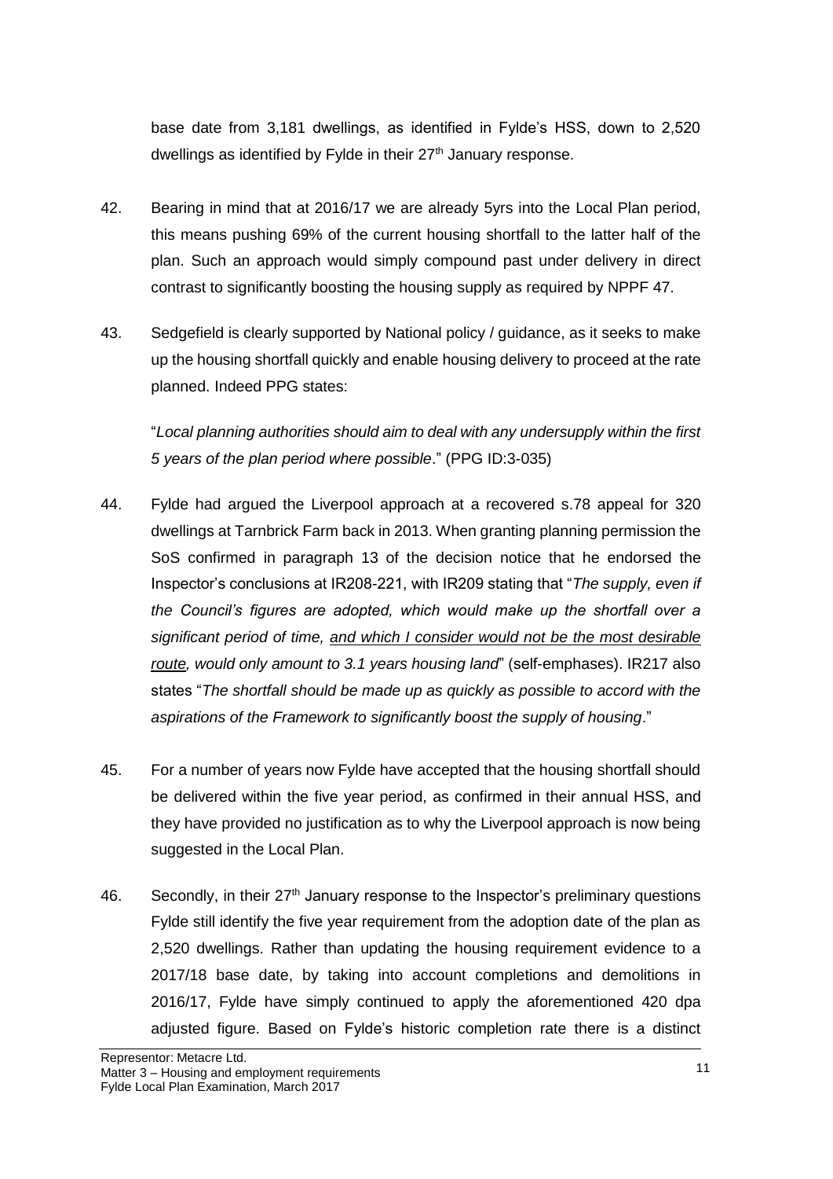base date from 3,181 dwellings, as identified in Fylde's HSS, down to 2,520 dwellings as identified by Fylde in their 27th January response.

42. Bearing in mind that at 2016/17 we are already 5yrs into the Local Plan period, this means pushing 69% of the current housing shortfall to the latter half of the plan. Such an approach would simply compound past under delivery in direct contrast to significantly boosting the housing supply as required by NPPF 47.

43. Sedgefield is clearly supported by National policy / guidance, as it seeks to make up the housing shortfall quickly and enable housing delivery to proceed at the rate planned. Indeed PPG states:

   "*Local planning authorities should aim to deal with any undersupply within the first 5 years of the plan period where possible*." (PPG ID:3-035)

44. Fylde had argued the Liverpool approach at a recovered s.78 appeal for 320 dwellings at Tarnbrick Farm back in 2013. When granting planning permission the SoS confirmed in paragraph 13 of the decision notice that he endorsed the Inspector's conclusions at IR208-221, with IR209 stating that "*The supply, even if the Council's figures are adopted, which would make up the shortfall over a significant period of time, <u>and which I consider would not be the most desirable route</u>, would only amount to 3.1 years housing land*" (self-emphases). IR217 also states "*The shortfall should be made up as quickly as possible to accord with the aspirations of the Framework to significantly boost the supply of housing*."

45. For a number of years now Fylde have accepted that the housing shortfall should be delivered within the five year period, as confirmed in their annual HSS, and they have provided no justification as to why the Liverpool approach is now being suggested in the Local Plan.

46. Secondly, in their 27th January response to the Inspector's preliminary questions Fylde still identify the five year requirement from the adoption date of the plan as 2,520 dwellings. Rather than updating the housing requirement evidence to a 2017/18 base date, by taking into account completions and demolitions in 2016/17, Fylde have simply continued to apply the aforementioned 420 dpa adjusted figure. Based on Fylde's historic completion rate there is a distinct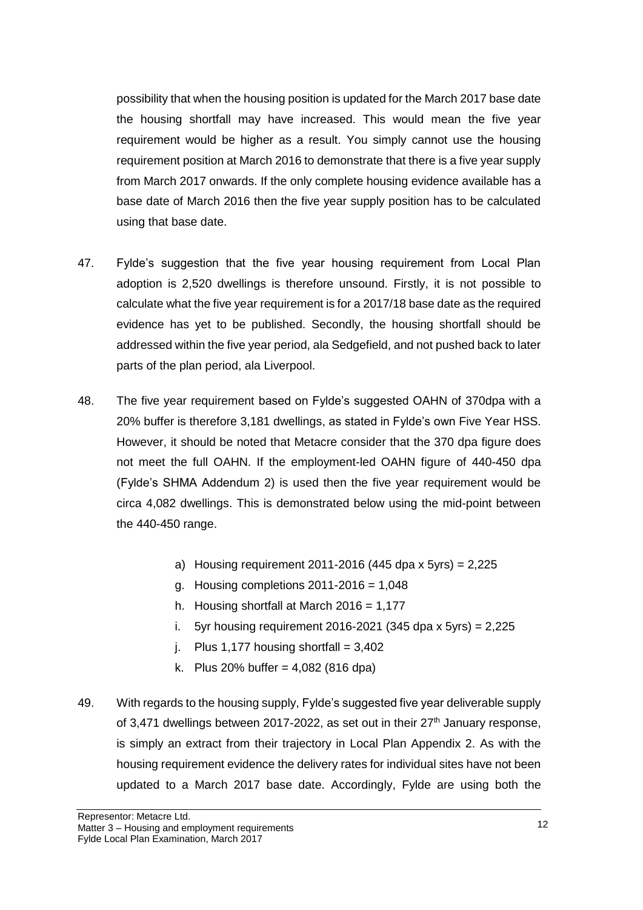possibility that when the housing position is updated for the March 2017 base date the housing shortfall may have increased. This would mean the five year requirement would be higher as a result. You simply cannot use the housing requirement position at March 2016 to demonstrate that there is a five year supply from March 2017 onwards. If the only complete housing evidence available has a base date of March 2016 then the five year supply position has to be calculated using that base date.

47. Fylde's suggestion that the five year housing requirement from Local Plan adoption is 2,520 dwellings is therefore unsound. Firstly, it is not possible to calculate what the five year requirement is for a 2017/18 base date as the required evidence has yet to be published. Secondly, the housing shortfall should be addressed within the five year period, ala Sedgefield, and not pushed back to later parts of the plan period, ala Liverpool.

48. The five year requirement based on Fylde's suggested OAHN of 370dpa with a 20% buffer is therefore 3,181 dwellings, as stated in Fylde's own Five Year HSS. However, it should be noted that Metacre consider that the 370 dpa figure does not meet the full OAHN. If the employment-led OAHN figure of 440-450 dpa (Fylde's SHMA Addendum 2) is used then the five year requirement would be circa 4,082 dwellings. This is demonstrated below using the mid-point between the 440-450 range.

   a) Housing requirement 2011-2016 (445 dpa x 5yrs) = 2,225
   g. Housing completions 2011-2016 = 1,048
   h. Housing shortfall at March 2016 = 1,177
   i. 5yr housing requirement 2016-2021 (345 dpa x 5yrs) = 2,225
   j. Plus 1,177 housing shortfall = 3,402
   k. Plus 20% buffer = 4,082 (816 dpa)

49. With regards to the housing supply, Fylde's suggested five year deliverable supply of 3,471 dwellings between 2017-2022, as set out in their 27th January response, is simply an extract from their trajectory in Local Plan Appendix 2. As with the housing requirement evidence the delivery rates for individual sites have not been updated to a March 2017 base date. Accordingly, Fylde are using both the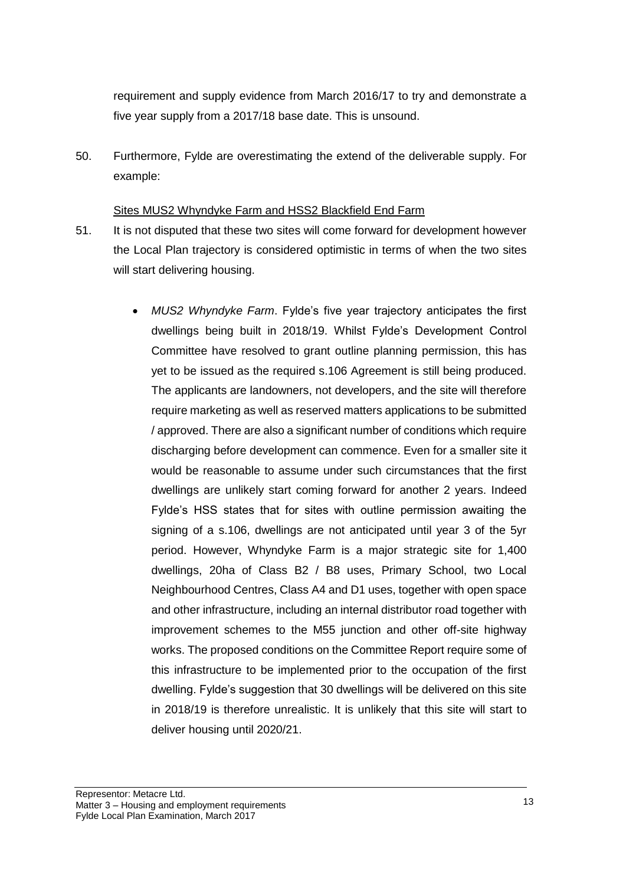requirement and supply evidence from March 2016/17 to try and demonstrate a five year supply from a 2017/18 base date. This is unsound.

50. Furthermore, Fylde are overestimating the extend of the deliverable supply. For example:

<u>Sites MUS2 Whyndyke Farm and HSS2 Blackfield End Farm</u>

51. It is not disputed that these two sites will come forward for development however the Local Plan trajectory is considered optimistic in terms of when the two sites will start delivering housing.

    - *MUS2 Whyndyke Farm*. Fylde's five year trajectory anticipates the first dwellings being built in 2018/19. Whilst Fylde's Development Control Committee have resolved to grant outline planning permission, this has yet to be issued as the required s.106 Agreement is still being produced. The applicants are landowners, not developers, and the site will therefore require marketing as well as reserved matters applications to be submitted / approved. There are also a significant number of conditions which require discharging before development can commence. Even for a smaller site it would be reasonable to assume under such circumstances that the first dwellings are unlikely start coming forward for another 2 years. Indeed Fylde's HSS states that for sites with outline permission awaiting the signing of a s.106, dwellings are not anticipated until year 3 of the 5yr period. However, Whyndyke Farm is a major strategic site for 1,400 dwellings, 20ha of Class B2 / B8 uses, Primary School, two Local Neighbourhood Centres, Class A4 and D1 uses, together with open space and other infrastructure, including an internal distributor road together with improvement schemes to the M55 junction and other off-site highway works. The proposed conditions on the Committee Report require some of this infrastructure to be implemented prior to the occupation of the first dwelling. Fylde's suggestion that 30 dwellings will be delivered on this site in 2018/19 is therefore unrealistic. It is unlikely that this site will start to deliver housing until 2020/21.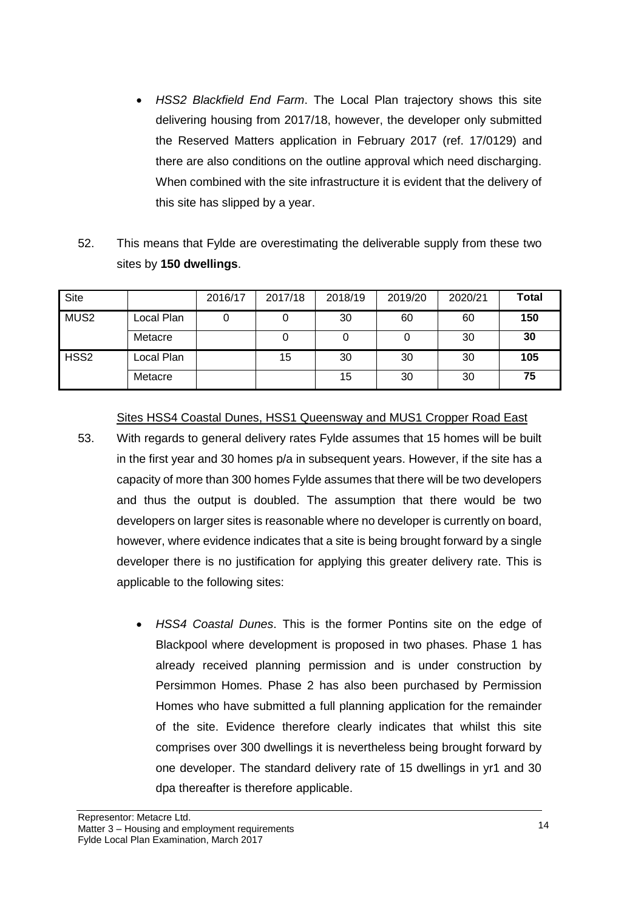- *HSS2 Blackfield End Farm*. The Local Plan trajectory shows this site delivering housing from 2017/18, however, the developer only submitted the Reserved Matters application in February 2017 (ref. 17/0129) and there are also conditions on the outline approval which need discharging. When combined with the site infrastructure it is evident that the delivery of this site has slipped by a year.

52. This means that Fylde are overestimating the deliverable supply from these two sites by **150 dwellings**.

| Site | | 2016/17 | 2017/18 | 2018/19 | 2019/20 | 2020/21 | Total |
|---|---|---|---|---|---|---|---|
| MUS2 | Local Plan | 0 | 0 | 30 | 60 | 60 | **150** |
| | Metacre | | 0 | 0 | 0 | 30 | **30** |
| HSS2 | Local Plan | | 15 | 30 | 30 | 30 | **105** |
| | Metacre | | | 15 | 30 | 30 | **75** |

Sites HSS4 Coastal Dunes, HSS1 Queensway and MUS1 Cropper Road East

53. With regards to general delivery rates Fylde assumes that 15 homes will be built in the first year and 30 homes p/a in subsequent years. However, if the site has a capacity of more than 300 homes Fylde assumes that there will be two developers and thus the output is doubled. The assumption that there would be two developers on larger sites is reasonable where no developer is currently on board, however, where evidence indicates that a site is being brought forward by a single developer there is no justification for applying this greater delivery rate. This is applicable to the following sites:

    - *HSS4 Coastal Dunes*. This is the former Pontins site on the edge of Blackpool where development is proposed in two phases. Phase 1 has already received planning permission and is under construction by Persimmon Homes. Phase 2 has also been purchased by Permission Homes who have submitted a full planning application for the remainder of the site. Evidence therefore clearly indicates that whilst this site comprises over 300 dwellings it is nevertheless being brought forward by one developer. The standard delivery rate of 15 dwellings in yr1 and 30 dpa thereafter is therefore applicable.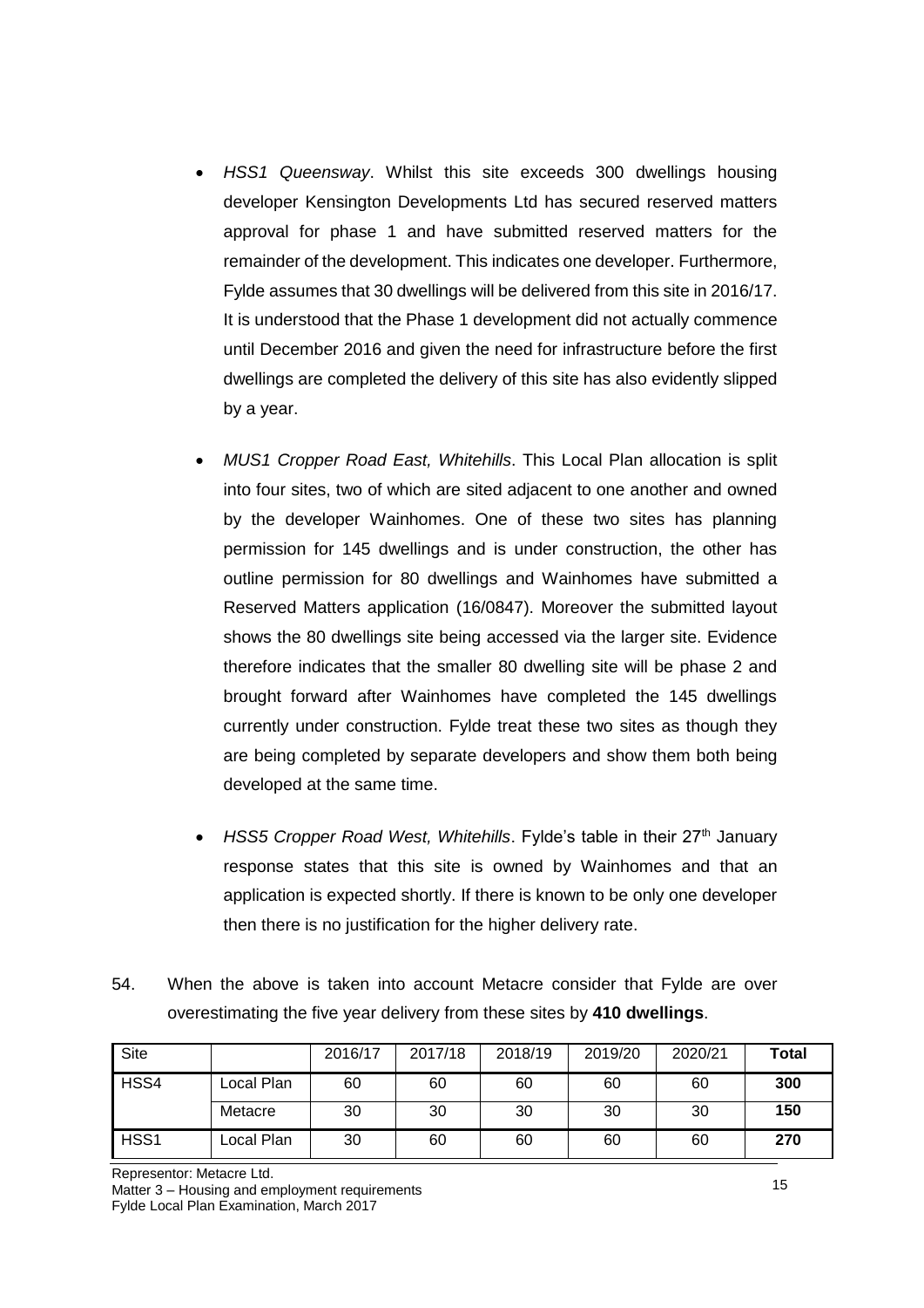- *HSS1 Queensway*. Whilst this site exceeds 300 dwellings housing developer Kensington Developments Ltd has secured reserved matters approval for phase 1 and have submitted reserved matters for the remainder of the development. This indicates one developer. Furthermore, Fylde assumes that 30 dwellings will be delivered from this site in 2016/17. It is understood that the Phase 1 development did not actually commence until December 2016 and given the need for infrastructure before the first dwellings are completed the delivery of this site has also evidently slipped by a year.

- *MUS1 Cropper Road East, Whitehills*. This Local Plan allocation is split into four sites, two of which are sited adjacent to one another and owned by the developer Wainhomes. One of these two sites has planning permission for 145 dwellings and is under construction, the other has outline permission for 80 dwellings and Wainhomes have submitted a Reserved Matters application (16/0847). Moreover the submitted layout shows the 80 dwellings site being accessed via the larger site. Evidence therefore indicates that the smaller 80 dwelling site will be phase 2 and brought forward after Wainhomes have completed the 145 dwellings currently under construction. Fylde treat these two sites as though they are being completed by separate developers and show them both being developed at the same time.

- *HSS5 Cropper Road West, Whitehills*. Fylde's table in their 27th January response states that this site is owned by Wainhomes and that an application is expected shortly. If there is known to be only one developer then there is no justification for the higher delivery rate.

54. When the above is taken into account Metacre consider that Fylde are over overestimating the five year delivery from these sites by **410 dwellings**.

| Site | | 2016/17 | 2017/18 | 2018/19 | 2019/20 | 2020/21 | **Total** |
|---|---|---|---|---|---|---|---|
| HSS4 | Local Plan | 60 | 60 | 60 | 60 | 60 | **300** |
| | Metacre | 30 | 30 | 30 | 30 | 30 | **150** |
| HSS1 | Local Plan | 30 | 60 | 60 | 60 | 60 | **270** |

Representor: Metacre Ltd.
Matter 3 – Housing and employment requirements
Fylde Local Plan Examination, March 2017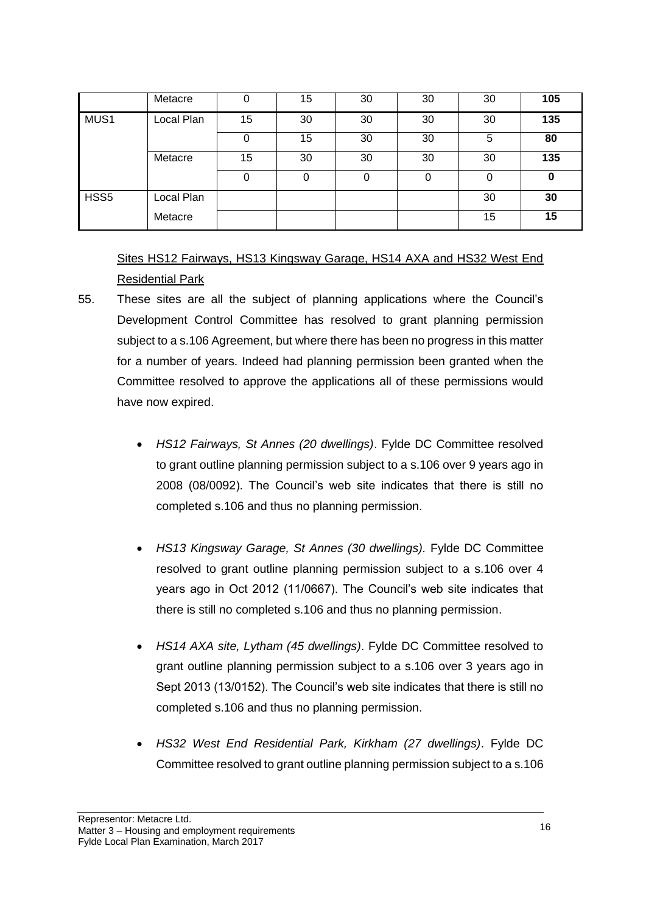| | | | | | | | |
|---|---|---|---|---|---|---|---|
| | Metacre | 0 | 15 | 30 | 30 | 30 | **105** |
| MUS1 | Local Plan | 15 | 30 | 30 | 30 | 30 | **135** |
| | | 0 | 15 | 30 | 30 | 5 | **80** |
| | Metacre | 15 | 30 | 30 | 30 | 30 | **135** |
| | | 0 | 0 | 0 | 0 | 0 | **0** |
| HSS5 | Local Plan | | | | | 30 | **30** |
| | Metacre | | | | | 15 | **15** |

Sites HS12 Fairways, HS13 Kingsway Garage, HS14 AXA and HS32 West End Residential Park

55. These sites are all the subject of planning applications where the Council's Development Control Committee has resolved to grant planning permission subject to a s.106 Agreement, but where there has been no progress in this matter for a number of years. Indeed had planning permission been granted when the Committee resolved to approve the applications all of these permissions would have now expired.

- *HS12 Fairways, St Annes (20 dwellings)*. Fylde DC Committee resolved to grant outline planning permission subject to a s.106 over 9 years ago in 2008 (08/0092). The Council's web site indicates that there is still no completed s.106 and thus no planning permission.

- *HS13 Kingsway Garage, St Annes (30 dwellings)*. Fylde DC Committee resolved to grant outline planning permission subject to a s.106 over 4 years ago in Oct 2012 (11/0667). The Council's web site indicates that there is still no completed s.106 and thus no planning permission.

- *HS14 AXA site, Lytham (45 dwellings)*. Fylde DC Committee resolved to grant outline planning permission subject to a s.106 over 3 years ago in Sept 2013 (13/0152). The Council's web site indicates that there is still no completed s.106 and thus no planning permission.

- *HS32 West End Residential Park, Kirkham (27 dwellings)*. Fylde DC Committee resolved to grant outline planning permission subject to a s.106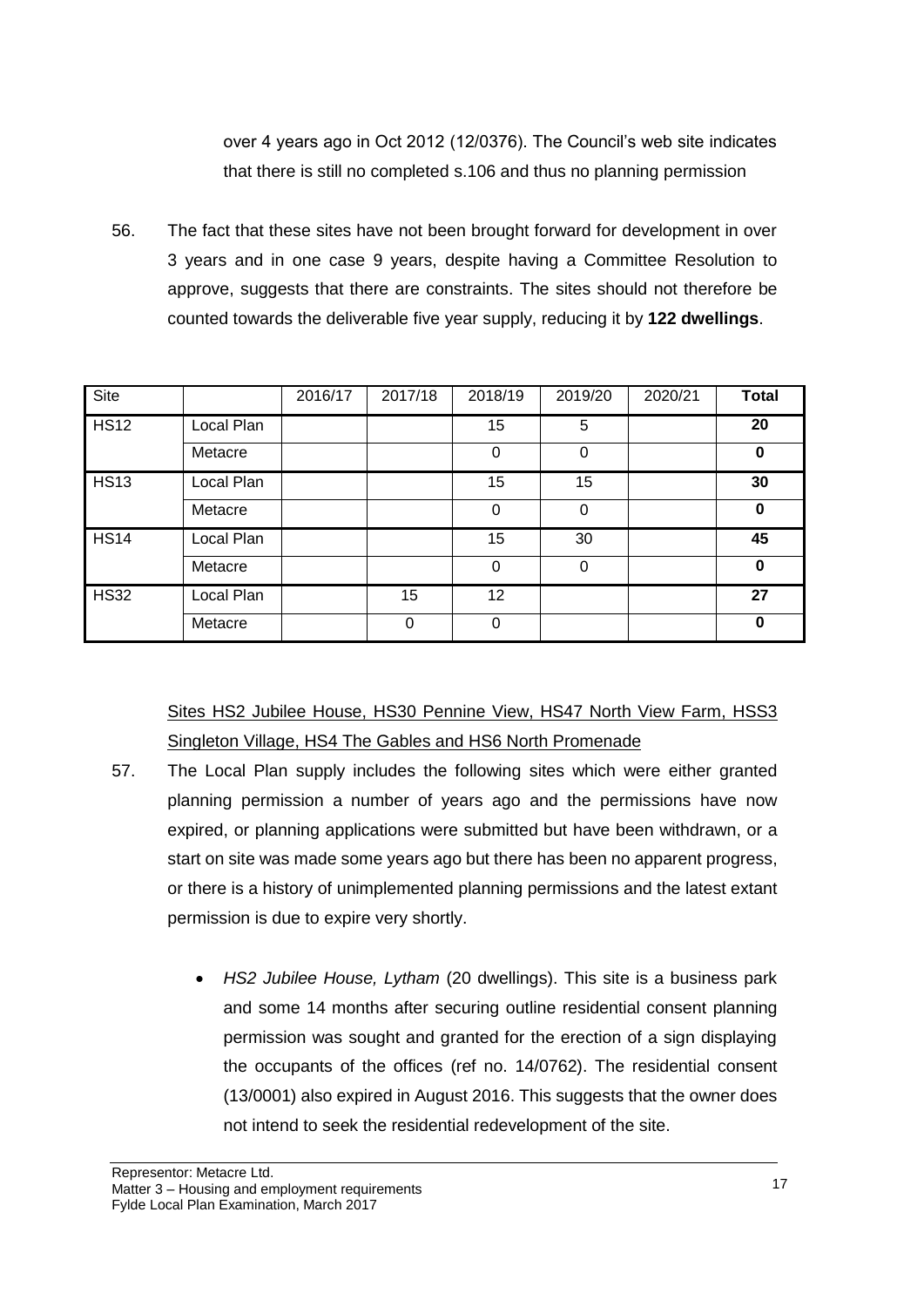over 4 years ago in Oct 2012 (12/0376). The Council's web site indicates that there is still no completed s.106 and thus no planning permission

56. The fact that these sites have not been brought forward for development in over 3 years and in one case 9 years, despite having a Committee Resolution to approve, suggests that there are constraints. The sites should not therefore be counted towards the deliverable five year supply, reducing it by **122 dwellings**.

| Site | | 2016/17 | 2017/18 | 2018/19 | 2019/20 | 2020/21 | **Total** |
|---|---|---|---|---|---|---|---|
| HS12 | Local Plan | | | 15 | 5 | | **20** |
| | Metacre | | | 0 | 0 | | **0** |
| HS13 | Local Plan | | | 15 | 15 | | **30** |
| | Metacre | | | 0 | 0 | | **0** |
| HS14 | Local Plan | | | 15 | 30 | | **45** |
| | Metacre | | | 0 | 0 | | **0** |
| HS32 | Local Plan | | 15 | 12 | | | **27** |
| | Metacre | | 0 | 0 | | | **0** |

Sites HS2 Jubilee House, HS30 Pennine View, HS47 North View Farm, HSS3 Singleton Village, HS4 The Gables and HS6 North Promenade

57. The Local Plan supply includes the following sites which were either granted planning permission a number of years ago and the permissions have now expired, or planning applications were submitted but have been withdrawn, or a start on site was made some years ago but there has been no apparent progress, or there is a history of unimplemented planning permissions and the latest extant permission is due to expire very shortly.

- *HS2 Jubilee House, Lytham* (20 dwellings). This site is a business park and some 14 months after securing outline residential consent planning permission was sought and granted for the erection of a sign displaying the occupants of the offices (ref no. 14/0762). The residential consent (13/0001) also expired in August 2016. This suggests that the owner does not intend to seek the residential redevelopment of the site.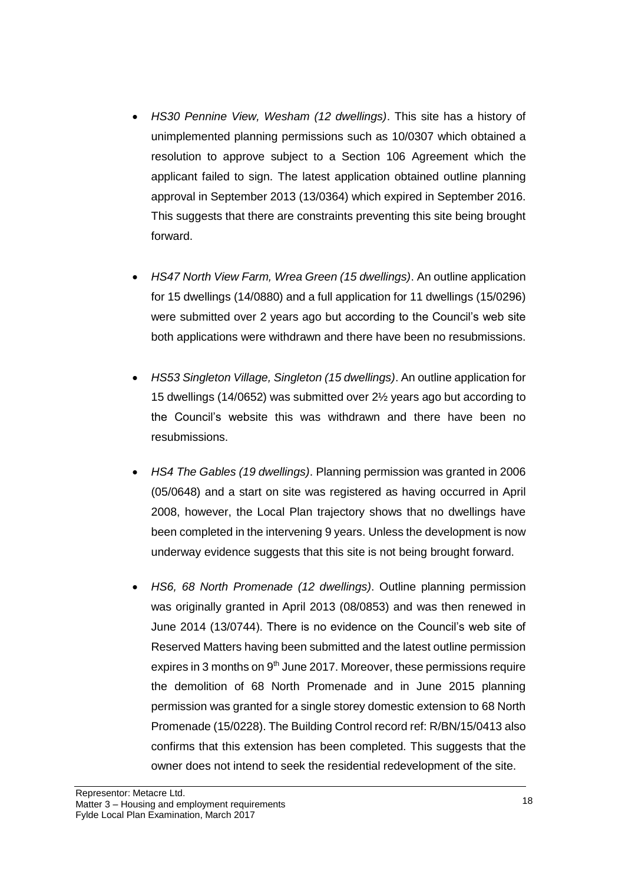- *HS30 Pennine View, Wesham (12 dwellings)*. This site has a history of unimplemented planning permissions such as 10/0307 which obtained a resolution to approve subject to a Section 106 Agreement which the applicant failed to sign. The latest application obtained outline planning approval in September 2013 (13/0364) which expired in September 2016. This suggests that there are constraints preventing this site being brought forward.

- *HS47 North View Farm, Wrea Green (15 dwellings)*. An outline application for 15 dwellings (14/0880) and a full application for 11 dwellings (15/0296) were submitted over 2 years ago but according to the Council's web site both applications were withdrawn and there have been no resubmissions.

- *HS53 Singleton Village, Singleton (15 dwellings)*. An outline application for 15 dwellings (14/0652) was submitted over 2½ years ago but according to the Council's website this was withdrawn and there have been no resubmissions.

- *HS4 The Gables (19 dwellings)*. Planning permission was granted in 2006 (05/0648) and a start on site was registered as having occurred in April 2008, however, the Local Plan trajectory shows that no dwellings have been completed in the intervening 9 years. Unless the development is now underway evidence suggests that this site is not being brought forward.

- *HS6, 68 North Promenade (12 dwellings)*. Outline planning permission was originally granted in April 2013 (08/0853) and was then renewed in June 2014 (13/0744). There is no evidence on the Council's web site of Reserved Matters having been submitted and the latest outline permission expires in 3 months on 9th June 2017. Moreover, these permissions require the demolition of 68 North Promenade and in June 2015 planning permission was granted for a single storey domestic extension to 68 North Promenade (15/0228). The Building Control record ref: R/BN/15/0413 also confirms that this extension has been completed. This suggests that the owner does not intend to seek the residential redevelopment of the site.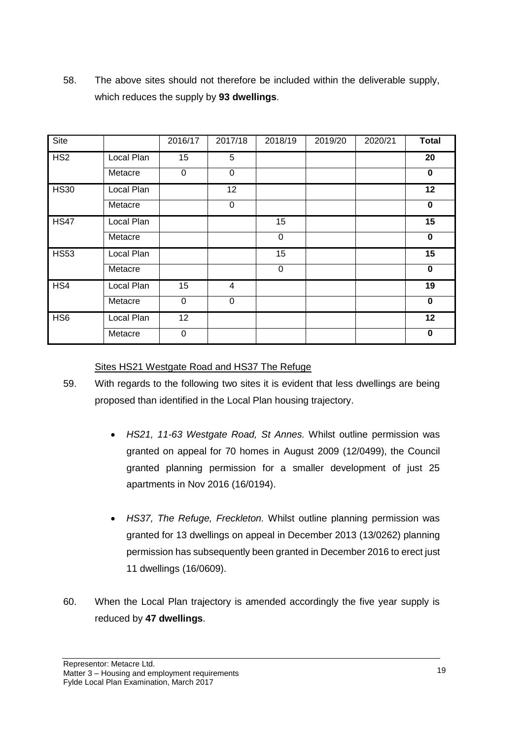58. The above sites should not therefore be included within the deliverable supply, which reduces the supply by **93 dwellings**.

| Site | | 2016/17 | 2017/18 | 2018/19 | 2019/20 | 2020/21 | Total |
|---|---|---|---|---|---|---|---|
| HS2 | Local Plan | 15 | 5 | | | | **20** |
| | Metacre | 0 | 0 | | | | **0** |
| HS30 | Local Plan | | 12 | | | | **12** |
| | Metacre | | 0 | | | | **0** |
| HS47 | Local Plan | | | 15 | | | **15** |
| | Metacre | | | 0 | | | **0** |
| HS53 | Local Plan | | | 15 | | | **15** |
| | Metacre | | | 0 | | | **0** |
| HS4 | Local Plan | 15 | 4 | | | | **19** |
| | Metacre | 0 | 0 | | | | **0** |
| HS6 | Local Plan | 12 | | | | | **12** |
| | Metacre | 0 | | | | | **0** |

Sites HS21 Westgate Road and HS37 The Refuge

59. With regards to the following two sites it is evident that less dwellings are being proposed than identified in the Local Plan housing trajectory.

    - *HS21, 11-63 Westgate Road, St Annes.* Whilst outline permission was granted on appeal for 70 homes in August 2009 (12/0499), the Council granted planning permission for a smaller development of just 25 apartments in Nov 2016 (16/0194).

    - *HS37, The Refuge, Freckleton.* Whilst outline planning permission was granted for 13 dwellings on appeal in December 2013 (13/0262) planning permission has subsequently been granted in December 2016 to erect just 11 dwellings (16/0609).

60. When the Local Plan trajectory is amended accordingly the five year supply is reduced by **47 dwellings**.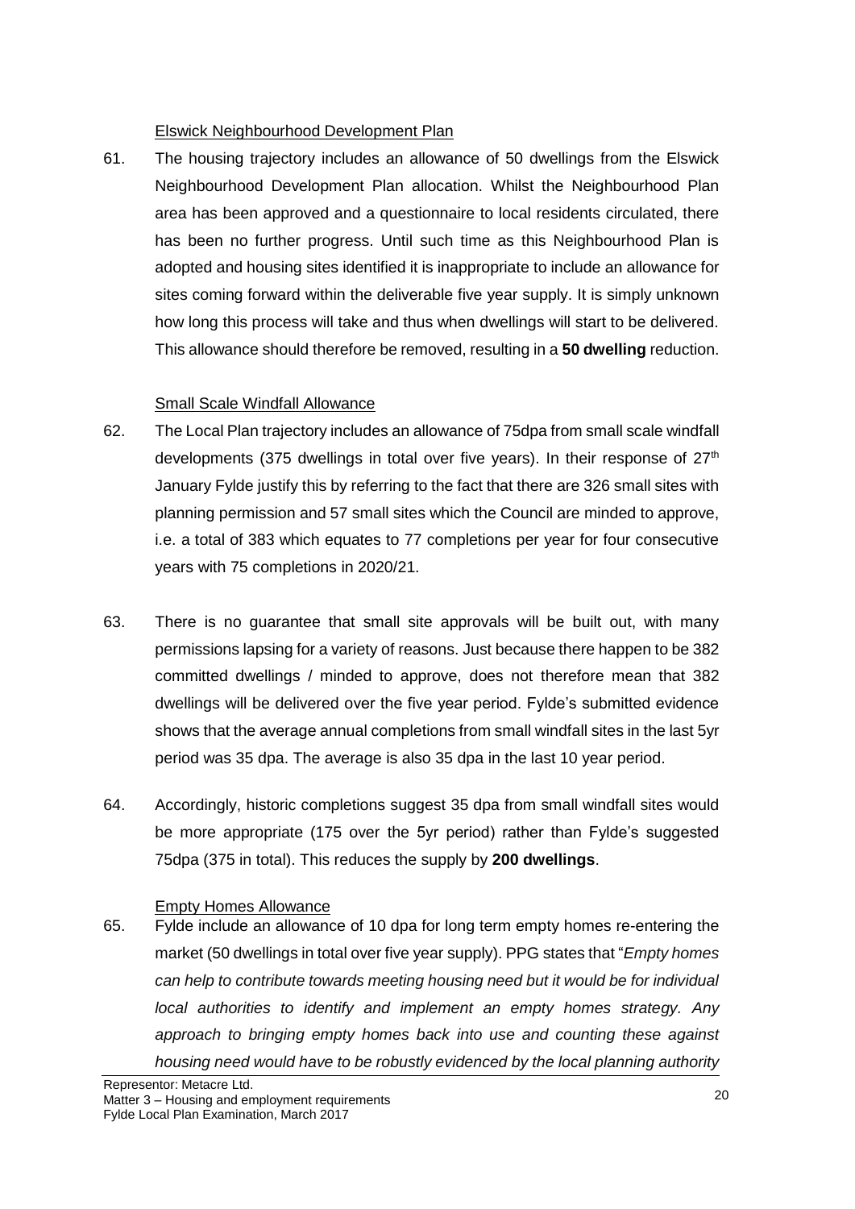Elswick Neighbourhood Development Plan

61. The housing trajectory includes an allowance of 50 dwellings from the Elswick Neighbourhood Development Plan allocation. Whilst the Neighbourhood Plan area has been approved and a questionnaire to local residents circulated, there has been no further progress. Until such time as this Neighbourhood Plan is adopted and housing sites identified it is inappropriate to include an allowance for sites coming forward within the deliverable five year supply. It is simply unknown how long this process will take and thus when dwellings will start to be delivered. This allowance should therefore be removed, resulting in a **50 dwelling** reduction.

Small Scale Windfall Allowance

62. The Local Plan trajectory includes an allowance of 75dpa from small scale windfall developments (375 dwellings in total over five years). In their response of 27th January Fylde justify this by referring to the fact that there are 326 small sites with planning permission and 57 small sites which the Council are minded to approve, i.e. a total of 383 which equates to 77 completions per year for four consecutive years with 75 completions in 2020/21.

63. There is no guarantee that small site approvals will be built out, with many permissions lapsing for a variety of reasons. Just because there happen to be 382 committed dwellings / minded to approve, does not therefore mean that 382 dwellings will be delivered over the five year period. Fylde's submitted evidence shows that the average annual completions from small windfall sites in the last 5yr period was 35 dpa. The average is also 35 dpa in the last 10 year period.

64. Accordingly, historic completions suggest 35 dpa from small windfall sites would be more appropriate (175 over the 5yr period) rather than Fylde's suggested 75dpa (375 in total). This reduces the supply by **200 dwellings**.

Empty Homes Allowance

65. Fylde include an allowance of 10 dpa for long term empty homes re-entering the market (50 dwellings in total over five year supply). PPG states that "*Empty homes can help to contribute towards meeting housing need but it would be for individual local authorities to identify and implement an empty homes strategy. Any approach to bringing empty homes back into use and counting these against housing need would have to be robustly evidenced by the local planning authority*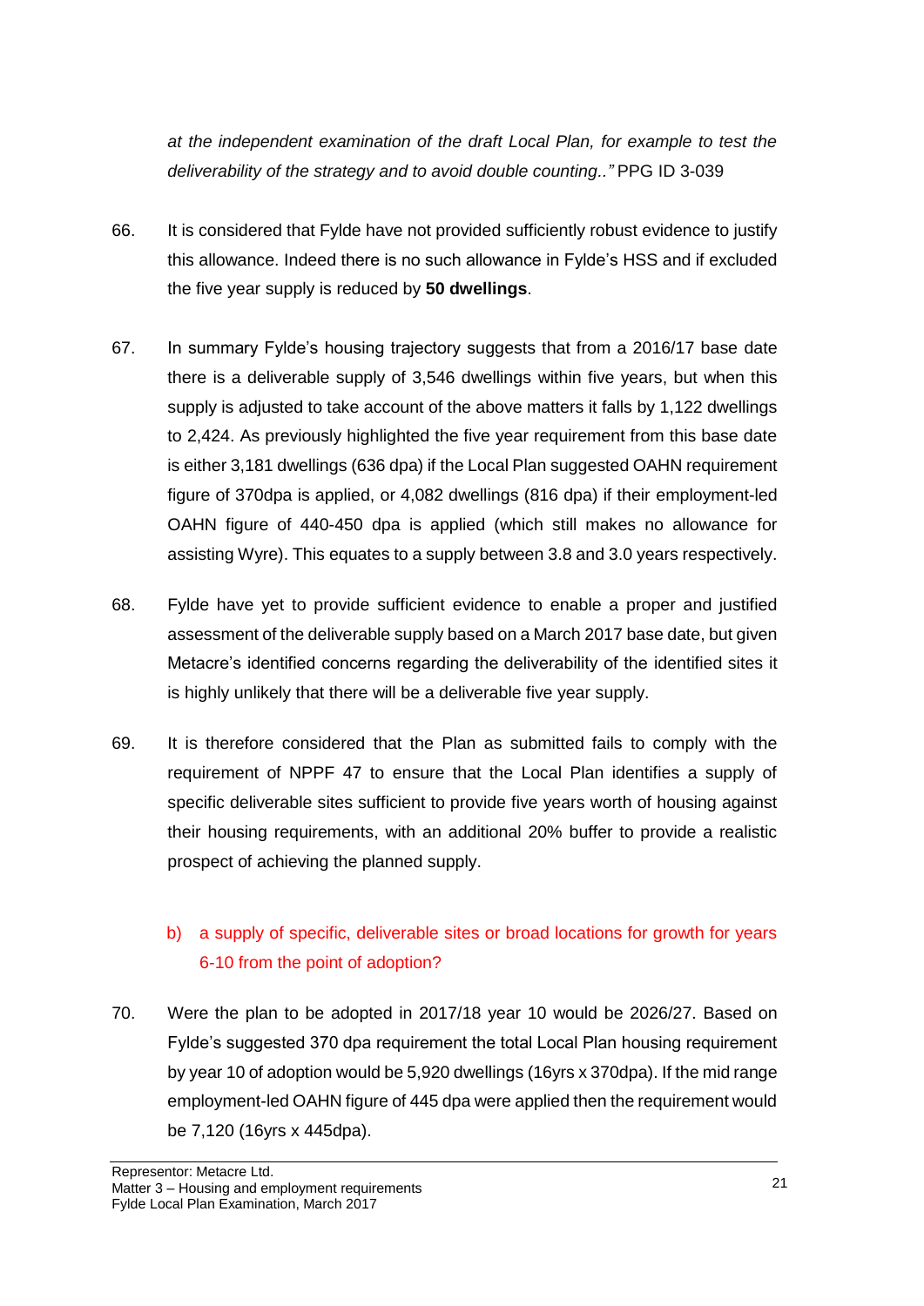*at the independent examination of the draft Local Plan, for example to test the deliverability of the strategy and to avoid double counting.."* PPG ID 3-039

66. It is considered that Fylde have not provided sufficiently robust evidence to justify this allowance. Indeed there is no such allowance in Fylde's HSS and if excluded the five year supply is reduced by **50 dwellings**.

67. In summary Fylde's housing trajectory suggests that from a 2016/17 base date there is a deliverable supply of 3,546 dwellings within five years, but when this supply is adjusted to take account of the above matters it falls by 1,122 dwellings to 2,424. As previously highlighted the five year requirement from this base date is either 3,181 dwellings (636 dpa) if the Local Plan suggested OAHN requirement figure of 370dpa is applied, or 4,082 dwellings (816 dpa) if their employment-led OAHN figure of 440-450 dpa is applied (which still makes no allowance for assisting Wyre). This equates to a supply between 3.8 and 3.0 years respectively.

68. Fylde have yet to provide sufficient evidence to enable a proper and justified assessment of the deliverable supply based on a March 2017 base date, but given Metacre's identified concerns regarding the deliverability of the identified sites it is highly unlikely that there will be a deliverable five year supply.

69. It is therefore considered that the Plan as submitted fails to comply with the requirement of NPPF 47 to ensure that the Local Plan identifies a supply of specific deliverable sites sufficient to provide five years worth of housing against their housing requirements, with an additional 20% buffer to provide a realistic prospect of achieving the planned supply.

b) a supply of specific, deliverable sites or broad locations for growth for years 6-10 from the point of adoption?

70. Were the plan to be adopted in 2017/18 year 10 would be 2026/27. Based on Fylde's suggested 370 dpa requirement the total Local Plan housing requirement by year 10 of adoption would be 5,920 dwellings (16yrs x 370dpa). If the mid range employment-led OAHN figure of 445 dpa were applied then the requirement would be 7,120 (16yrs x 445dpa).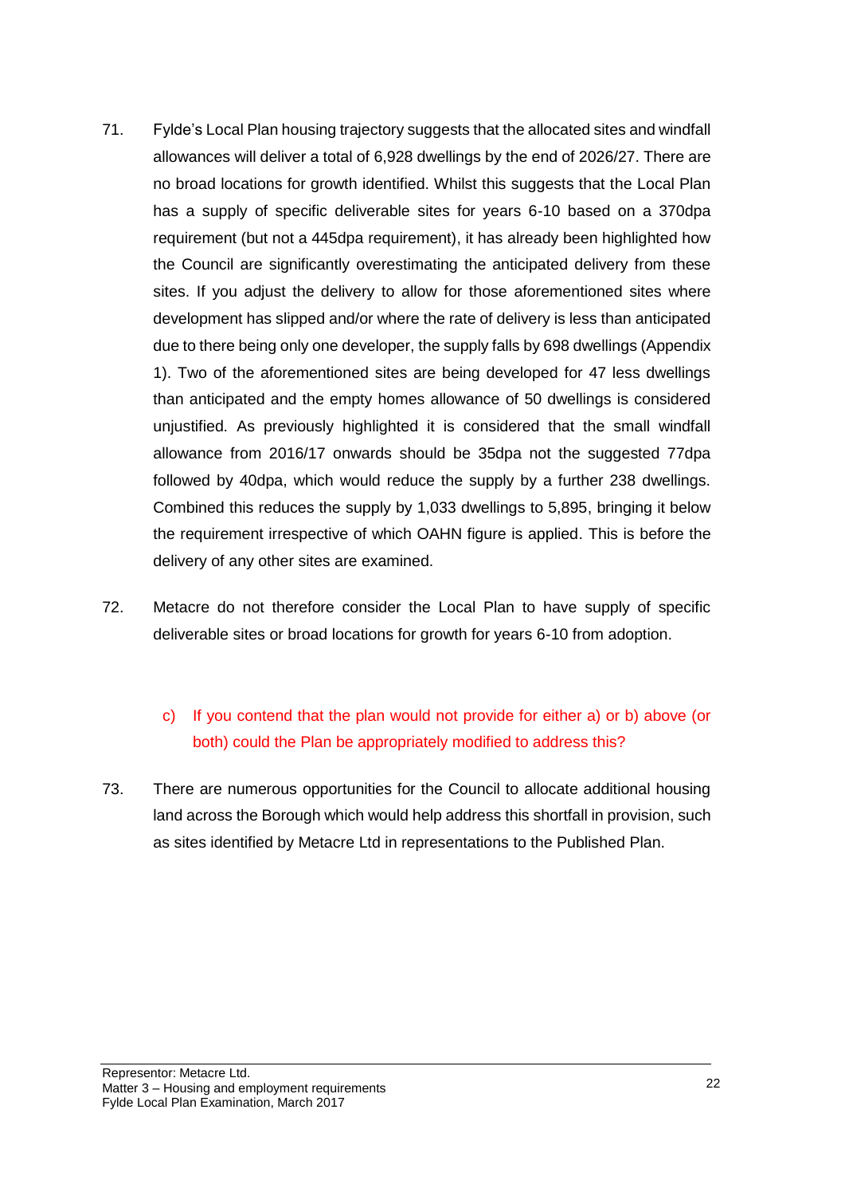71. Fylde's Local Plan housing trajectory suggests that the allocated sites and windfall allowances will deliver a total of 6,928 dwellings by the end of 2026/27. There are no broad locations for growth identified. Whilst this suggests that the Local Plan has a supply of specific deliverable sites for years 6-10 based on a 370dpa requirement (but not a 445dpa requirement), it has already been highlighted how the Council are significantly overestimating the anticipated delivery from these sites. If you adjust the delivery to allow for those aforementioned sites where development has slipped and/or where the rate of delivery is less than anticipated due to there being only one developer, the supply falls by 698 dwellings (Appendix 1). Two of the aforementioned sites are being developed for 47 less dwellings than anticipated and the empty homes allowance of 50 dwellings is considered unjustified. As previously highlighted it is considered that the small windfall allowance from 2016/17 onwards should be 35dpa not the suggested 77dpa followed by 40dpa, which would reduce the supply by a further 238 dwellings. Combined this reduces the supply by 1,033 dwellings to 5,895, bringing it below the requirement irrespective of which OAHN figure is applied. This is before the delivery of any other sites are examined.

72. Metacre do not therefore consider the Local Plan to have supply of specific deliverable sites or broad locations for growth for years 6-10 from adoption.

c) If you contend that the plan would not provide for either a) or b) above (or both) could the Plan be appropriately modified to address this?

73. There are numerous opportunities for the Council to allocate additional housing land across the Borough which would help address this shortfall in provision, such as sites identified by Metacre Ltd in representations to the Published Plan.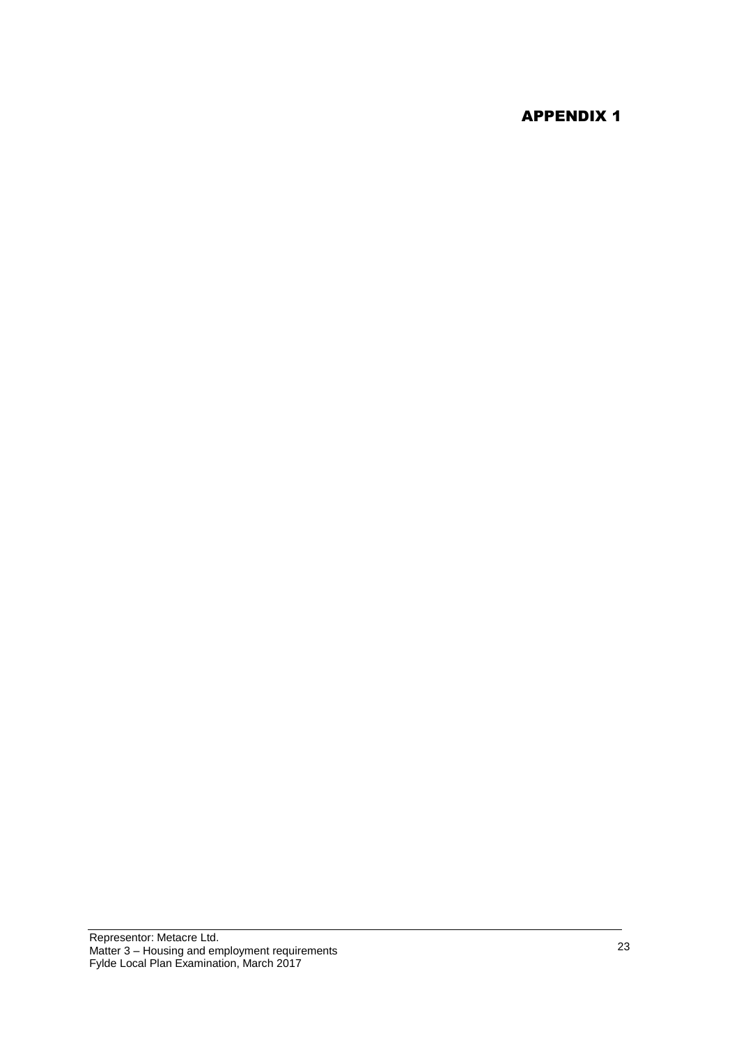# APPENDIX 1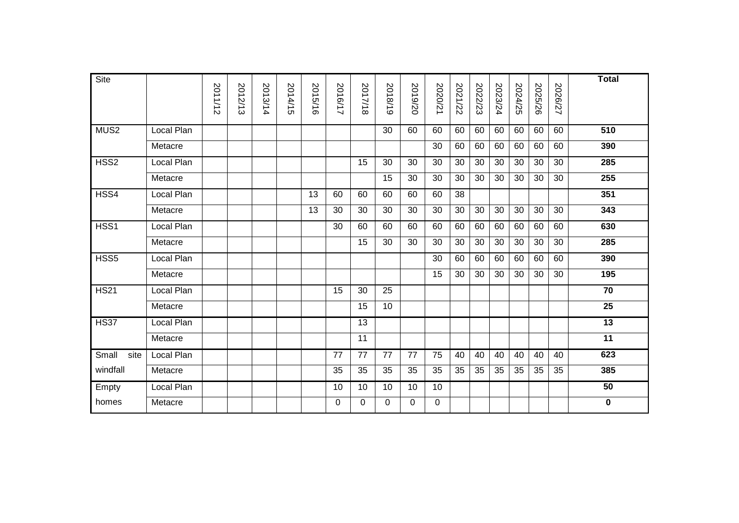| Site | | 2011/12 | 2012/13 | 2013/14 | 2014/15 | 2015/16 | 2016/17 | 2017/18 | 2018/19 | 2019/20 | 2020/21 | 2021/22 | 2022/23 | 2023/24 | 2024/25 | 2025/26 | 2026/27 | **Total** |
|---|---|---|---|---|---|---|---|---|---|---|---|---|---|---|---|---|---|---|
| MUS2 | Local Plan | | | | | | | | 30 | 60 | 60 | 60 | 60 | 60 | 60 | 60 | 60 | **510** |
| | Metacre | | | | | | | | | | 30 | 60 | 60 | 60 | 60 | 60 | 60 | **390** |
| HSS2 | Local Plan | | | | | | | 15 | 30 | 30 | 30 | 30 | 30 | 30 | 30 | 30 | 30 | **285** |
| | Metacre | | | | | | | | 15 | 30 | 30 | 30 | 30 | 30 | 30 | 30 | 30 | **255** |
| HSS4 | Local Plan | | | | | 13 | 60 | 60 | 60 | 60 | 60 | 38 | | | | | | **351** |
| | Metacre | | | | | 13 | 30 | 30 | 30 | 30 | 30 | 30 | 30 | 30 | 30 | 30 | 30 | **343** |
| HSS1 | Local Plan | | | | | | 30 | 60 | 60 | 60 | 60 | 60 | 60 | 60 | 60 | 60 | 60 | **630** |
| | Metacre | | | | | | | 15 | 30 | 30 | 30 | 30 | 30 | 30 | 30 | 30 | 30 | **285** |
| HSS5 | Local Plan | | | | | | | | | | 30 | 60 | 60 | 60 | 60 | 60 | 60 | **390** |
| | Metacre | | | | | | | | | | 15 | 30 | 30 | 30 | 30 | 30 | 30 | **195** |
| HS21 | Local Plan | | | | | | 15 | 30 | 25 | | | | | | | | | **70** |
| | Metacre | | | | | | | 15 | 10 | | | | | | | | | **25** |
| HS37 | Local Plan | | | | | | | 13 | | | | | | | | | | **13** |
| | Metacre | | | | | | | 11 | | | | | | | | | | **11** |
| Small site windfall | Local Plan | | | | | | 77 | 77 | 77 | 77 | 75 | 40 | 40 | 40 | 40 | 40 | 40 | **623** |
| | Metacre | | | | | | 35 | 35 | 35 | 35 | 35 | 35 | 35 | 35 | 35 | 35 | 35 | **385** |
| Empty homes | Local Plan | | | | | | 10 | 10 | 10 | 10 | 10 | | | | | | | **50** |
| | Metacre | | | | | | 0 | 0 | 0 | 0 | 0 | | | | | | | **0** |